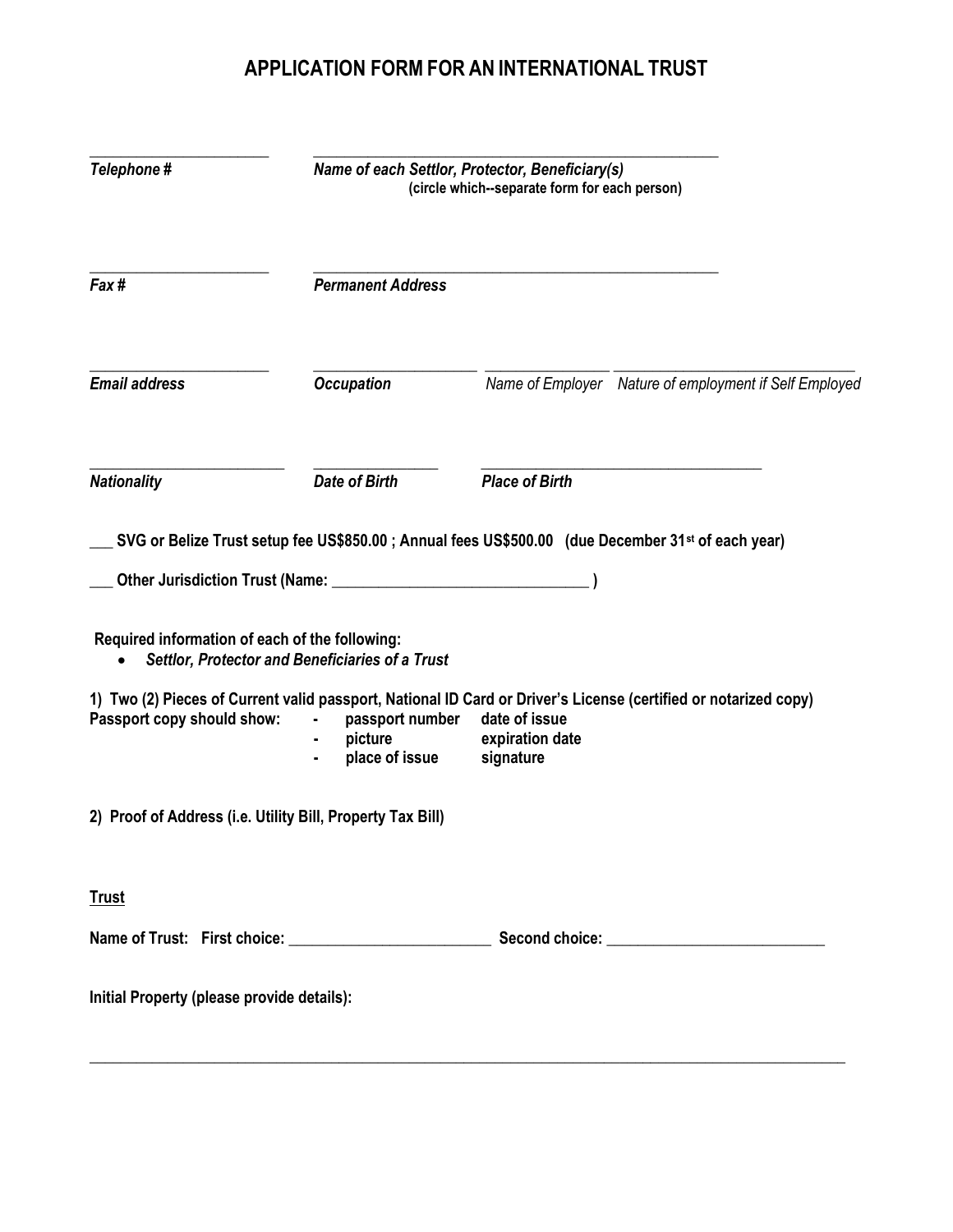# APPLICATION FORM FOR AN INTERNATIONAL TRUST

______________________ ______________________________________________

***Telephone #*** ***Name of each Settlor, Protector, Beneficiary(s)***
**(circle which--separate form for each person)**

______________________ ______________________________________________

***Fax #*** ***Permanent Address***

______________________ ____________________ ______________ ____________________________

***Email address*** ***Occupation*** *Name of Employer* *Nature of employment if Self Employed*

______________________ ________________ ________________________________

***Nationality*** ***Date of Birth*** ***Place of Birth***

**___ SVG or Belize Trust setup fee US$850.00 ; Annual fees US$500.00 (due December 31st of each year)**

**___ Other Jurisdiction Trust (Name: ______________________________ )**

**Required information of each of the following:**

- ***Settlor, Protector and Beneficiaries of a Trust***

**1) Two (2) Pieces of Current valid passport, National ID Card or Driver's License (certified or notarized copy)**

**Passport copy should show:**

- **passport number** **date of issue**
- **picture** **expiration date**
- **place of issue** **signature**

**2) Proof of Address (i.e. Utility Bill, Property Tax Bill)**

**Trust**

**Name of Trust: First choice: ________________________ Second choice: __________________________**

**Initial Property (please provide details):**

_____________________________________________________________________________________________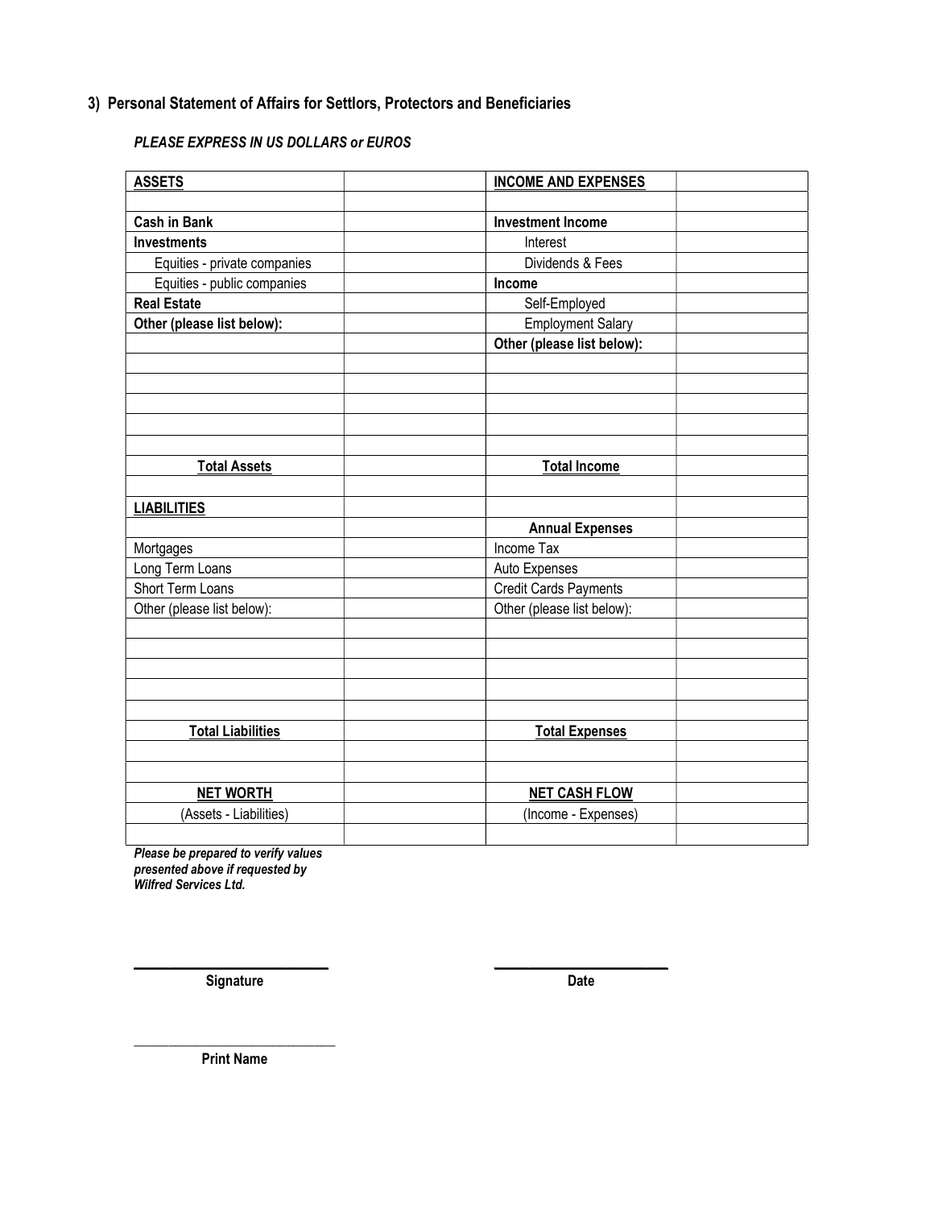## 3) Personal Statement of Affairs for Settlors, Protectors and Beneficiaries

***PLEASE EXPRESS IN US DOLLARS or EUROS***

| **ASSETS** | | **INCOME AND EXPENSES** | |
|---|---|---|---|
| | | | |
| **Cash in Bank** | | **Investment Income** | |
| **Investments** | | Interest | |
| Equities - private companies | | Dividends & Fees | |
| Equities - public companies | | **Income** | |
| **Real Estate** | | Self-Employed | |
| **Other (please list below):** | | Employment Salary | |
| | | **Other (please list below):** | |
| | | | |
| | | | |
| | | | |
| | | | |
| | | | |
| **Total Assets** | | **Total Income** | |
| | | | |
| **LIABILITIES** | | | |
| | | **Annual Expenses** | |
| Mortgages | | Income Tax | |
| Long Term Loans | | Auto Expenses | |
| Short Term Loans | | Credit Cards Payments | |
| Other (please list below): | | Other (please list below): | |
| | | | |
| | | | |
| | | | |
| | | | |
| | | | |
| **Total Liabilities** | | **Total Expenses** | |
| | | | |
| | | | |
| **NET WORTH** | | **NET CASH FLOW** | |
| (Assets - Liabilities) | | (Income - Expenses) | |
| | | | |

***Please be prepared to verify values presented above if requested by Wilfred Services Ltd.***

\_\_\_\_\_\_\_\_\_\_\_\_\_\_\_\_\_\_\_\_\_\_\_\_\_\_
**Signature**

\_\_\_\_\_\_\_\_\_\_\_\_\_\_\_\_\_\_\_\_\_\_\_\_\_\_
**Date**

\_\_\_\_\_\_\_\_\_\_\_\_\_\_\_\_\_\_\_\_\_\_\_\_\_\_
**Print Name**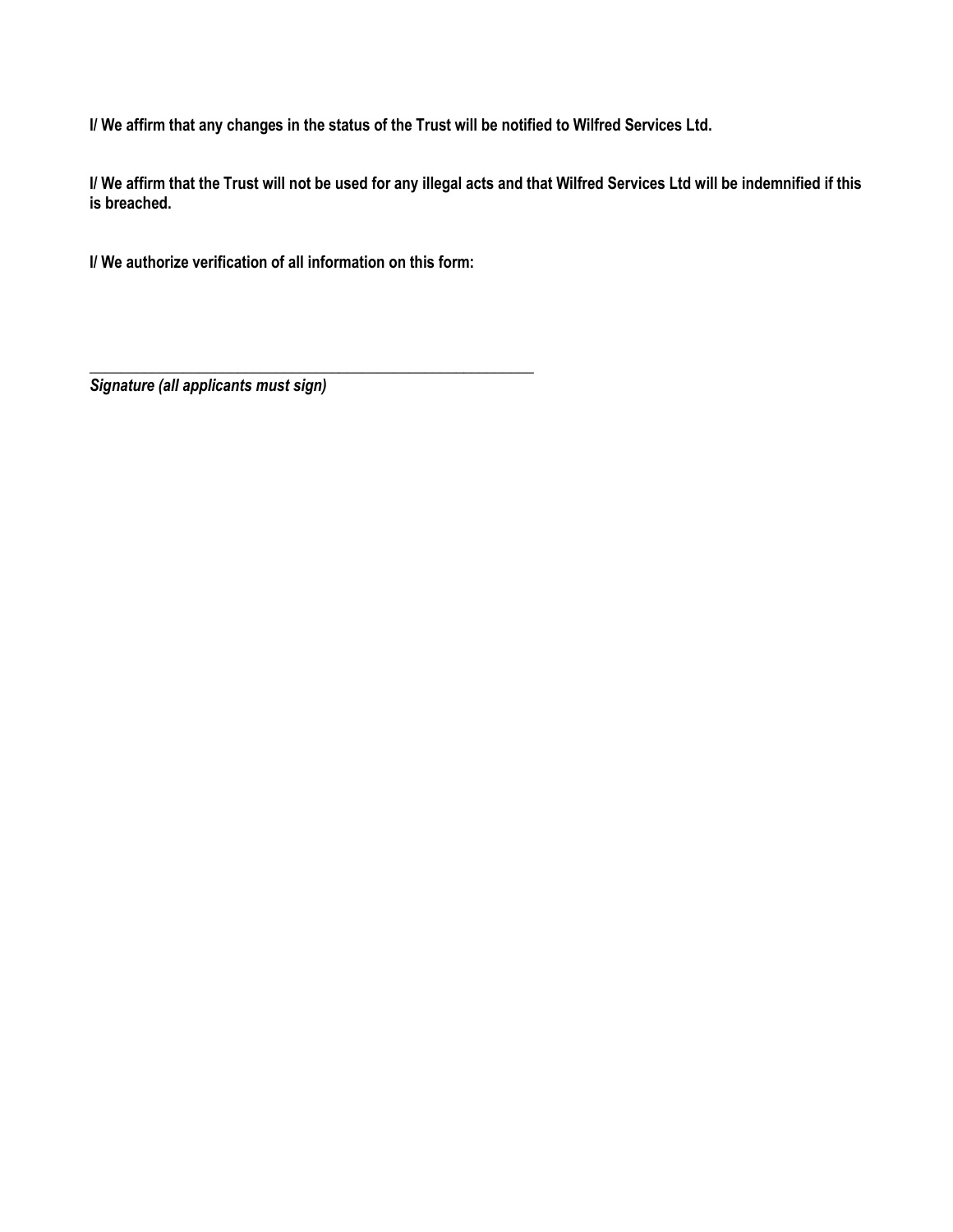**I/ We affirm that any changes in the status of the Trust will be notified to Wilfred Services Ltd.**

**I/ We affirm that the Trust will not be used for any illegal acts and that Wilfred Services Ltd will be indemnified if this is breached.**

**I/ We authorize verification of all information on this form:**

\_\_\_\_\_\_\_\_\_\_\_\_\_\_\_\_\_\_\_\_\_\_\_\_\_\_\_\_\_\_\_\_\_\_\_\_\_\_\_\_\_\_\_\_\_\_\_\_\_\_\_\_

***Signature (all applicants must sign)***